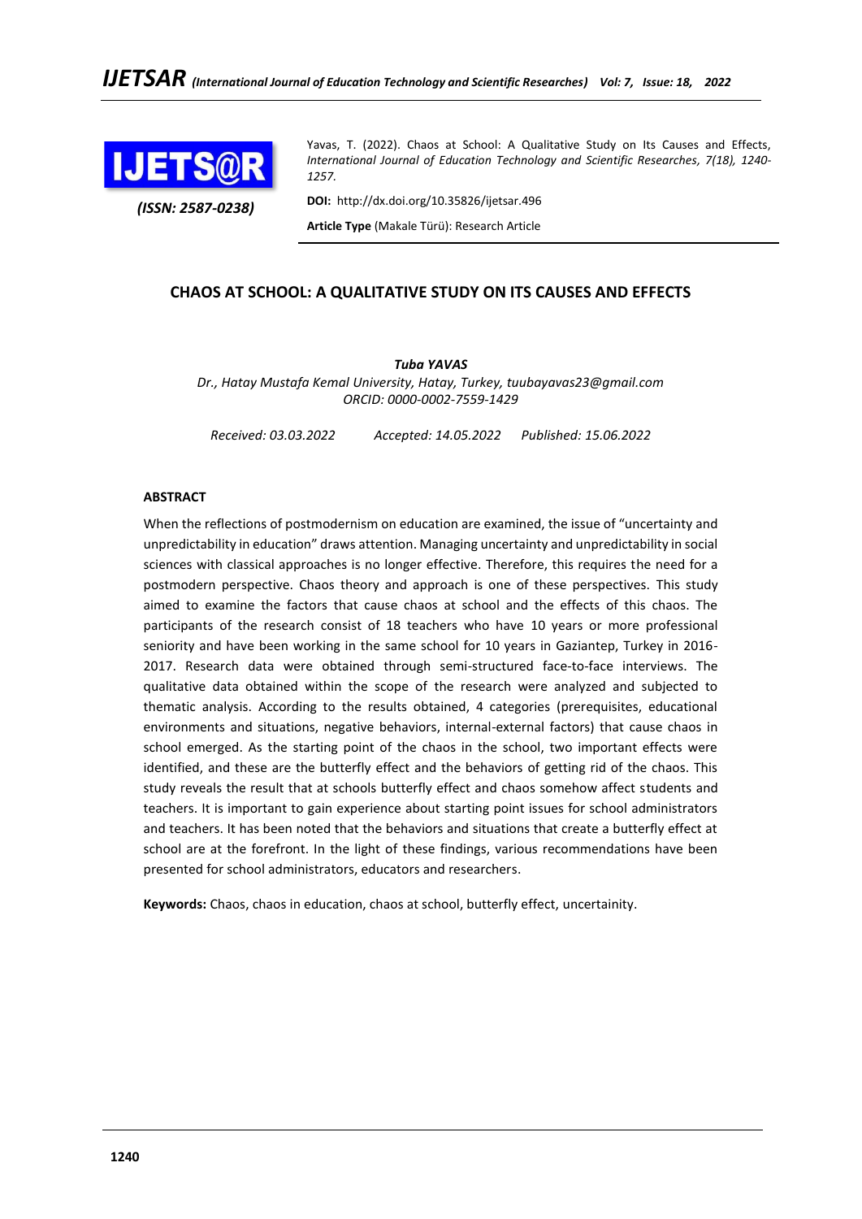(ISSN: 2587-0238)

Yavas, T. (2022). Chaos at School: A Qualitative Study on Its Causes and Effects, *International Journal of Education Technology and Scientific Researches, 7(18), 1240-1257.*

**DOI:** http://dx.doi.org/10.35826/ijetsar.496

**Article Type** (Makale Türü): Research Article

# CHAOS AT SCHOOL: A QUALITATIVE STUDY ON ITS CAUSES AND EFFECTS

***Tuba YAVAS***

*Dr., Hatay Mustafa Kemal University, Hatay, Turkey, tuubayavas23@gmail.com*
*ORCID: 0000-0002-7559-1429*

*Received: 03.03.2022 Accepted: 14.05.2022 Published: 15.06.2022*

## ABSTRACT

When the reflections of postmodernism on education are examined, the issue of "uncertainty and unpredictability in education" draws attention. Managing uncertainty and unpredictability in social sciences with classical approaches is no longer effective. Therefore, this requires the need for a postmodern perspective. Chaos theory and approach is one of these perspectives. This study aimed to examine the factors that cause chaos at school and the effects of this chaos. The participants of the research consist of 18 teachers who have 10 years or more professional seniority and have been working in the same school for 10 years in Gaziantep, Turkey in 2016-2017. Research data were obtained through semi-structured face-to-face interviews. The qualitative data obtained within the scope of the research were analyzed and subjected to thematic analysis. According to the results obtained, 4 categories (prerequisites, educational environments and situations, negative behaviors, internal-external factors) that cause chaos in school emerged. As the starting point of the chaos in the school, two important effects were identified, and these are the butterfly effect and the behaviors of getting rid of the chaos. This study reveals the result that at schools butterfly effect and chaos somehow affect students and teachers. It is important to gain experience about starting point issues for school administrators and teachers. It has been noted that the behaviors and situations that create a butterfly effect at school are at the forefront. In the light of these findings, various recommendations have been presented for school administrators, educators and researchers.

**Keywords:** Chaos, chaos in education, chaos at school, butterfly effect, uncertainity.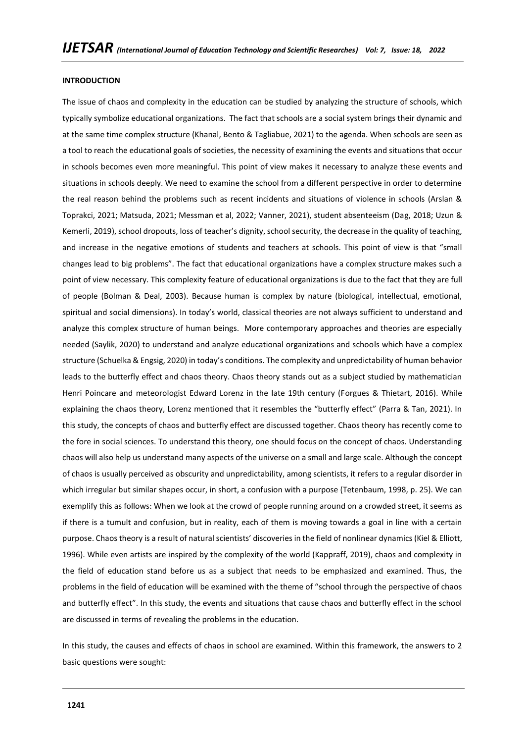## INTRODUCTION

The issue of chaos and complexity in the education can be studied by analyzing the structure of schools, which typically symbolize educational organizations. The fact that schools are a social system brings their dynamic and at the same time complex structure (Khanal, Bento & Tagliabue, 2021) to the agenda. When schools are seen as a tool to reach the educational goals of societies, the necessity of examining the events and situations that occur in schools becomes even more meaningful. This point of view makes it necessary to analyze these events and situations in schools deeply. We need to examine the school from a different perspective in order to determine the real reason behind the problems such as recent incidents and situations of violence in schools (Arslan & Toprakci, 2021; Matsuda, 2021; Messman et al, 2022; Vanner, 2021), student absenteeism (Dag, 2018; Uzun & Kemerli, 2019), school dropouts, loss of teacher's dignity, school security, the decrease in the quality of teaching, and increase in the negative emotions of students and teachers at schools. This point of view is that "small changes lead to big problems". The fact that educational organizations have a complex structure makes such a point of view necessary. This complexity feature of educational organizations is due to the fact that they are full of people (Bolman & Deal, 2003). Because human is complex by nature (biological, intellectual, emotional, spiritual and social dimensions). In today's world, classical theories are not always sufficient to understand and analyze this complex structure of human beings. More contemporary approaches and theories are especially needed (Saylik, 2020) to understand and analyze educational organizations and schools which have a complex structure (Schuelka & Engsig, 2020) in today's conditions. The complexity and unpredictability of human behavior leads to the butterfly effect and chaos theory. Chaos theory stands out as a subject studied by mathematician Henri Poincare and meteorologist Edward Lorenz in the late 19th century (Forgues & Thietart, 2016). While explaining the chaos theory, Lorenz mentioned that it resembles the "butterfly effect" (Parra & Tan, 2021). In this study, the concepts of chaos and butterfly effect are discussed together. Chaos theory has recently come to the fore in social sciences. To understand this theory, one should focus on the concept of chaos. Understanding chaos will also help us understand many aspects of the universe on a small and large scale. Although the concept of chaos is usually perceived as obscurity and unpredictability, among scientists, it refers to a regular disorder in which irregular but similar shapes occur, in short, a confusion with a purpose (Tetenbaum, 1998, p. 25). We can exemplify this as follows: When we look at the crowd of people running around on a crowded street, it seems as if there is a tumult and confusion, but in reality, each of them is moving towards a goal in line with a certain purpose. Chaos theory is a result of natural scientists' discoveries in the field of nonlinear dynamics (Kiel & Elliott, 1996). While even artists are inspired by the complexity of the world (Kappraff, 2019), chaos and complexity in the field of education stand before us as a subject that needs to be emphasized and examined. Thus, the problems in the field of education will be examined with the theme of "school through the perspective of chaos and butterfly effect". In this study, the events and situations that cause chaos and butterfly effect in the school are discussed in terms of revealing the problems in the education.

In this study, the causes and effects of chaos in school are examined. Within this framework, the answers to 2 basic questions were sought: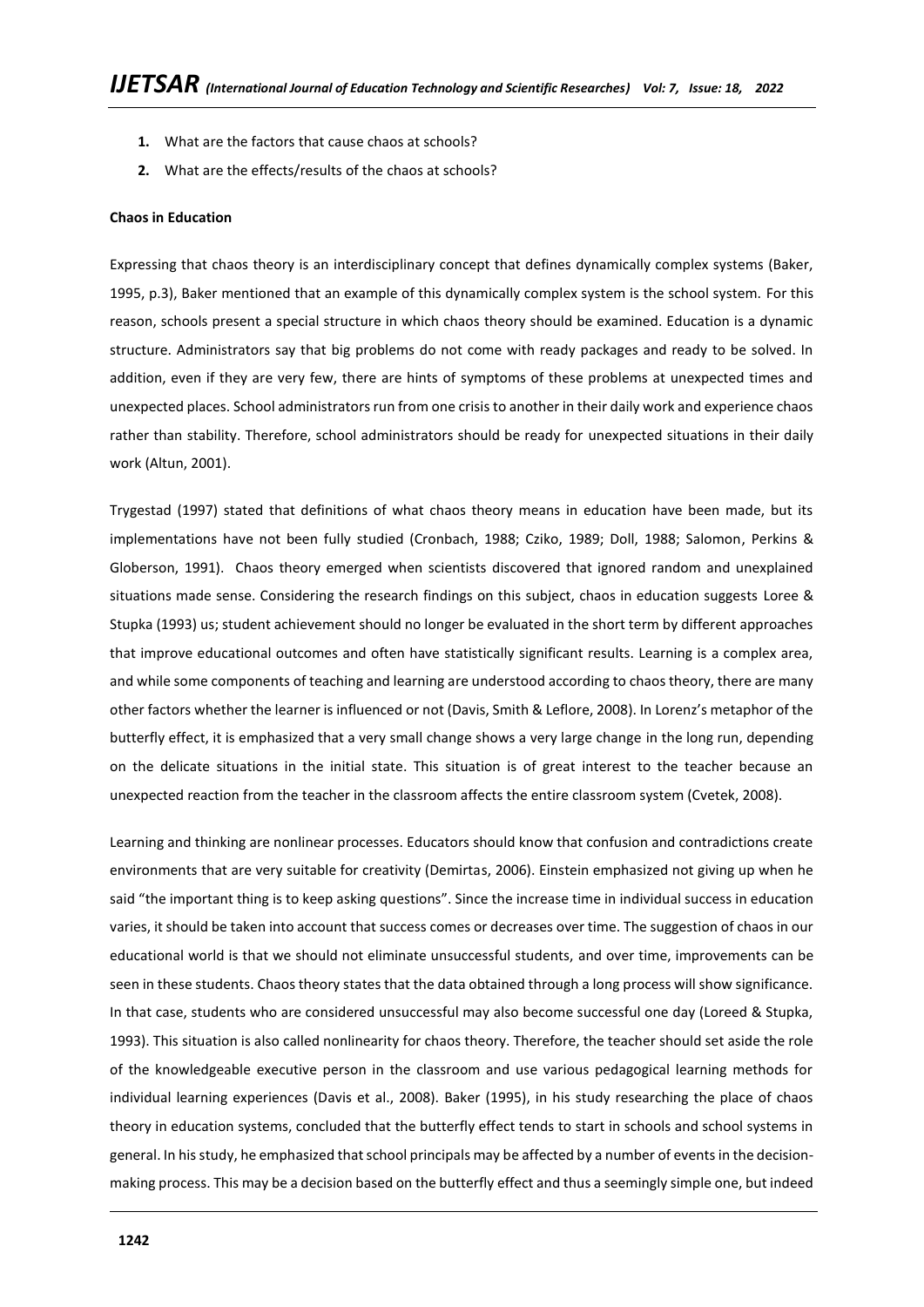1. What are the factors that cause chaos at schools?
2. What are the effects/results of the chaos at schools?

**Chaos in Education**

Expressing that chaos theory is an interdisciplinary concept that defines dynamically complex systems (Baker, 1995, p.3), Baker mentioned that an example of this dynamically complex system is the school system. For this reason, schools present a special structure in which chaos theory should be examined. Education is a dynamic structure. Administrators say that big problems do not come with ready packages and ready to be solved. In addition, even if they are very few, there are hints of symptoms of these problems at unexpected times and unexpected places. School administrators run from one crisis to another in their daily work and experience chaos rather than stability. Therefore, school administrators should be ready for unexpected situations in their daily work (Altun, 2001).

Trygestad (1997) stated that definitions of what chaos theory means in education have been made, but its implementations have not been fully studied (Cronbach, 1988; Cziko, 1989; Doll, 1988; Salomon, Perkins & Globerson, 1991). Chaos theory emerged when scientists discovered that ignored random and unexplained situations made sense. Considering the research findings on this subject, chaos in education suggests Loree & Stupka (1993) us; student achievement should no longer be evaluated in the short term by different approaches that improve educational outcomes and often have statistically significant results. Learning is a complex area, and while some components of teaching and learning are understood according to chaos theory, there are many other factors whether the learner is influenced or not (Davis, Smith & Leflore, 2008). In Lorenz's metaphor of the butterfly effect, it is emphasized that a very small change shows a very large change in the long run, depending on the delicate situations in the initial state. This situation is of great interest to the teacher because an unexpected reaction from the teacher in the classroom affects the entire classroom system (Cvetek, 2008).

Learning and thinking are nonlinear processes. Educators should know that confusion and contradictions create environments that are very suitable for creativity (Demirtas, 2006). Einstein emphasized not giving up when he said "the important thing is to keep asking questions". Since the increase time in individual success in education varies, it should be taken into account that success comes or decreases over time. The suggestion of chaos in our educational world is that we should not eliminate unsuccessful students, and over time, improvements can be seen in these students. Chaos theory states that the data obtained through a long process will show significance. In that case, students who are considered unsuccessful may also become successful one day (Loreed & Stupka, 1993). This situation is also called nonlinearity for chaos theory. Therefore, the teacher should set aside the role of the knowledgeable executive person in the classroom and use various pedagogical learning methods for individual learning experiences (Davis et al., 2008). Baker (1995), in his study researching the place of chaos theory in education systems, concluded that the butterfly effect tends to start in schools and school systems in general. In his study, he emphasized that school principals may be affected by a number of events in the decision-making process. This may be a decision based on the butterfly effect and thus a seemingly simple one, but indeed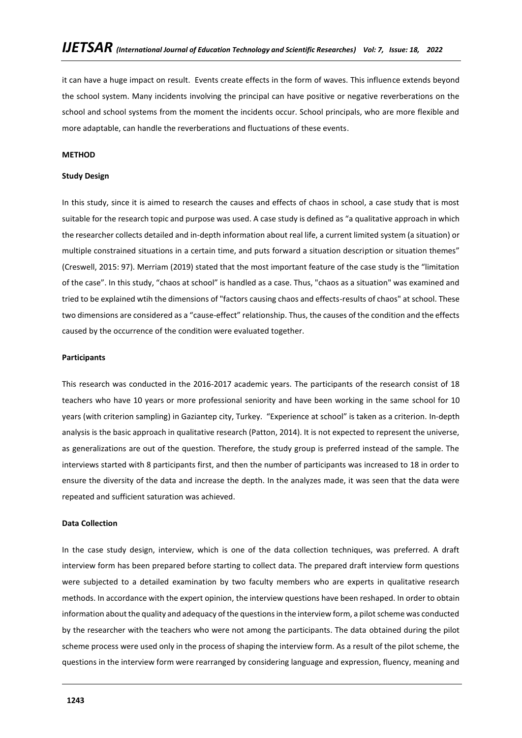it can have a huge impact on result. Events create effects in the form of waves. This influence extends beyond the school system. Many incidents involving the principal can have positive or negative reverberations on the school and school systems from the moment the incidents occur. School principals, who are more flexible and more adaptable, can handle the reverberations and fluctuations of these events.

## METHOD

### Study Design

In this study, since it is aimed to research the causes and effects of chaos in school, a case study that is most suitable for the research topic and purpose was used. A case study is defined as "a qualitative approach in which the researcher collects detailed and in-depth information about real life, a current limited system (a situation) or multiple constrained situations in a certain time, and puts forward a situation description or situation themes" (Creswell, 2015: 97). Merriam (2019) stated that the most important feature of the case study is the "limitation of the case". In this study, "chaos at school" is handled as a case. Thus, "chaos as a situation" was examined and tried to be explained wtih the dimensions of "factors causing chaos and effects-results of chaos" at school. These two dimensions are considered as a "cause-effect" relationship. Thus, the causes of the condition and the effects caused by the occurrence of the condition were evaluated together.

### Participants

This research was conducted in the 2016-2017 academic years. The participants of the research consist of 18 teachers who have 10 years or more professional seniority and have been working in the same school for 10 years (with criterion sampling) in Gaziantep city, Turkey. "Experience at school" is taken as a criterion. In-depth analysis is the basic approach in qualitative research (Patton, 2014). It is not expected to represent the universe, as generalizations are out of the question. Therefore, the study group is preferred instead of the sample. The interviews started with 8 participants first, and then the number of participants was increased to 18 in order to ensure the diversity of the data and increase the depth. In the analyzes made, it was seen that the data were repeated and sufficient saturation was achieved.

### Data Collection

In the case study design, interview, which is one of the data collection techniques, was preferred. A draft interview form has been prepared before starting to collect data. The prepared draft interview form questions were subjected to a detailed examination by two faculty members who are experts in qualitative research methods. In accordance with the expert opinion, the interview questions have been reshaped. In order to obtain information about the quality and adequacy of the questions in the interview form, a pilot scheme was conducted by the researcher with the teachers who were not among the participants. The data obtained during the pilot scheme process were used only in the process of shaping the interview form. As a result of the pilot scheme, the questions in the interview form were rearranged by considering language and expression, fluency, meaning and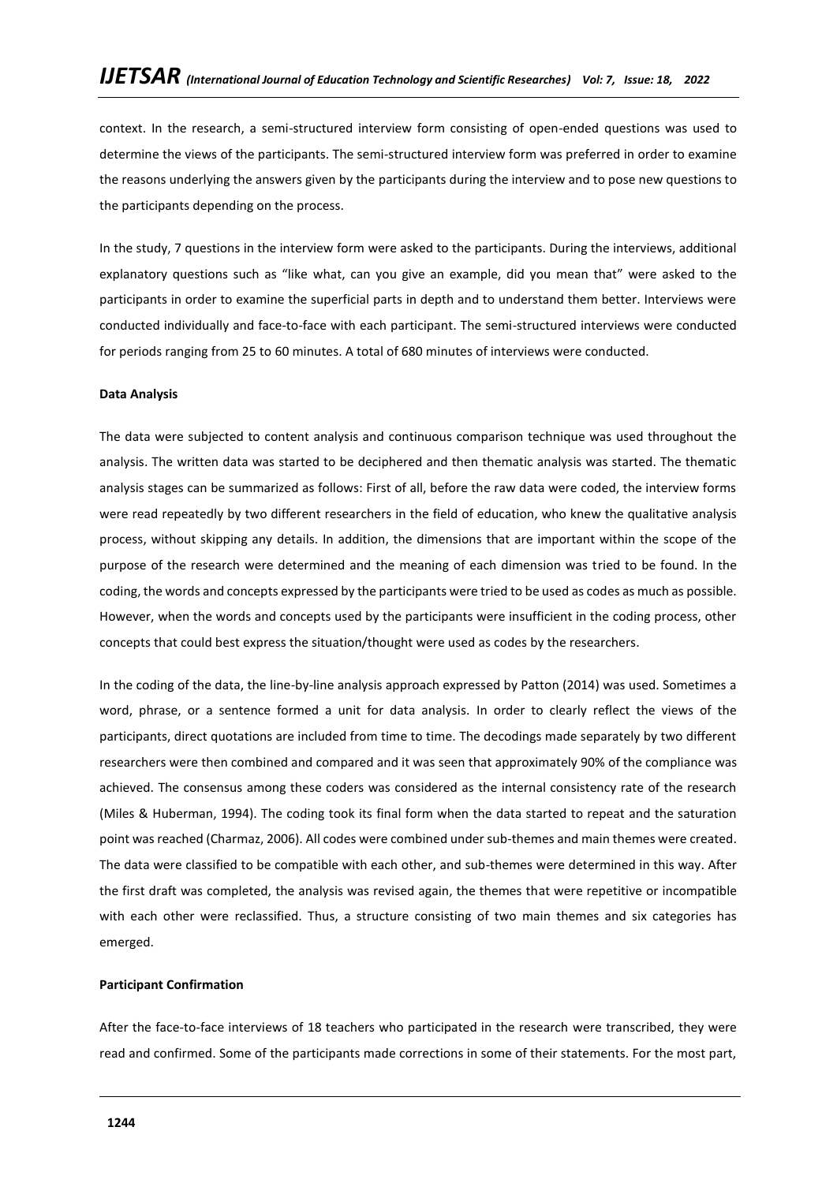context. In the research, a semi-structured interview form consisting of open-ended questions was used to determine the views of the participants. The semi-structured interview form was preferred in order to examine the reasons underlying the answers given by the participants during the interview and to pose new questions to the participants depending on the process.

In the study, 7 questions in the interview form were asked to the participants. During the interviews, additional explanatory questions such as "like what, can you give an example, did you mean that" were asked to the participants in order to examine the superficial parts in depth and to understand them better. Interviews were conducted individually and face-to-face with each participant. The semi-structured interviews were conducted for periods ranging from 25 to 60 minutes. A total of 680 minutes of interviews were conducted.

**Data Analysis**

The data were subjected to content analysis and continuous comparison technique was used throughout the analysis. The written data was started to be deciphered and then thematic analysis was started. The thematic analysis stages can be summarized as follows: First of all, before the raw data were coded, the interview forms were read repeatedly by two different researchers in the field of education, who knew the qualitative analysis process, without skipping any details. In addition, the dimensions that are important within the scope of the purpose of the research were determined and the meaning of each dimension was tried to be found. In the coding, the words and concepts expressed by the participants were tried to be used as codes as much as possible. However, when the words and concepts used by the participants were insufficient in the coding process, other concepts that could best express the situation/thought were used as codes by the researchers.

In the coding of the data, the line-by-line analysis approach expressed by Patton (2014) was used. Sometimes a word, phrase, or a sentence formed a unit for data analysis. In order to clearly reflect the views of the participants, direct quotations are included from time to time. The decodings made separately by two different researchers were then combined and compared and it was seen that approximately 90% of the compliance was achieved. The consensus among these coders was considered as the internal consistency rate of the research (Miles & Huberman, 1994). The coding took its final form when the data started to repeat and the saturation point was reached (Charmaz, 2006). All codes were combined under sub-themes and main themes were created. The data were classified to be compatible with each other, and sub-themes were determined in this way. After the first draft was completed, the analysis was revised again, the themes that were repetitive or incompatible with each other were reclassified. Thus, a structure consisting of two main themes and six categories has emerged.

**Participant Confirmation**

After the face-to-face interviews of 18 teachers who participated in the research were transcribed, they were read and confirmed. Some of the participants made corrections in some of their statements. For the most part,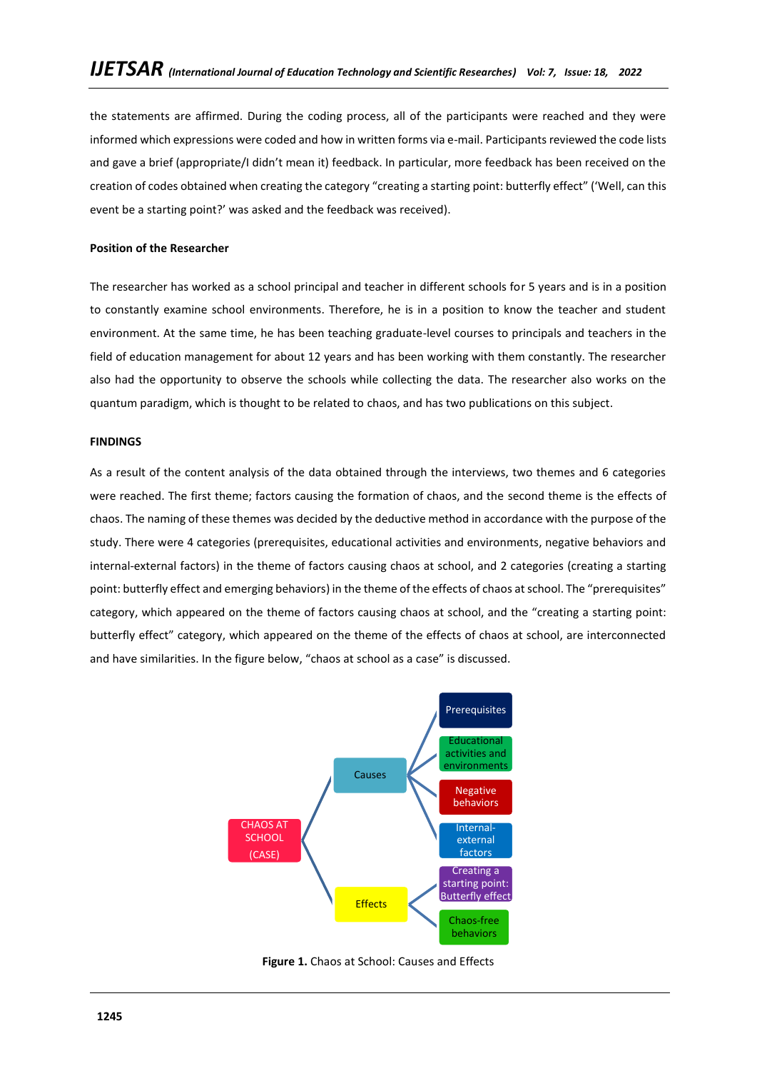the statements are affirmed. During the coding process, all of the participants were reached and they were informed which expressions were coded and how in written forms via e-mail. Participants reviewed the code lists and gave a brief (appropriate/I didn't mean it) feedback. In particular, more feedback has been received on the creation of codes obtained when creating the category "creating a starting point: butterfly effect" ('Well, can this event be a starting point?' was asked and the feedback was received).

**Position of the Researcher**

The researcher has worked as a school principal and teacher in different schools for 5 years and is in a position to constantly examine school environments. Therefore, he is in a position to know the teacher and student environment. At the same time, he has been teaching graduate-level courses to principals and teachers in the field of education management for about 12 years and has been working with them constantly. The researcher also had the opportunity to observe the schools while collecting the data. The researcher also works on the quantum paradigm, which is thought to be related to chaos, and has two publications on this subject.

**FINDINGS**

As a result of the content analysis of the data obtained through the interviews, two themes and 6 categories were reached. The first theme; factors causing the formation of chaos, and the second theme is the effects of chaos. The naming of these themes was decided by the deductive method in accordance with the purpose of the study. There were 4 categories (prerequisites, educational activities and environments, negative behaviors and internal-external factors) in the theme of factors causing chaos at school, and 2 categories (creating a starting point: butterfly effect and emerging behaviors) in the theme of the effects of chaos at school. The "prerequisites" category, which appeared on the theme of factors causing chaos at school, and the "creating a starting point: butterfly effect" category, which appeared on the theme of the effects of chaos at school, are interconnected and have similarities. In the figure below, "chaos at school as a case" is discussed.

CHAOS AT SCHOOL (CASE)
- Causes
  - Prerequisites
  - Educational activities and environments
  - Negative behaviors
  - Internal-external factors
- Effects
  - Creating a starting point: Butterfly effect
  - Chaos-free behaviors

**Figure 1.** Chaos at School: Causes and Effects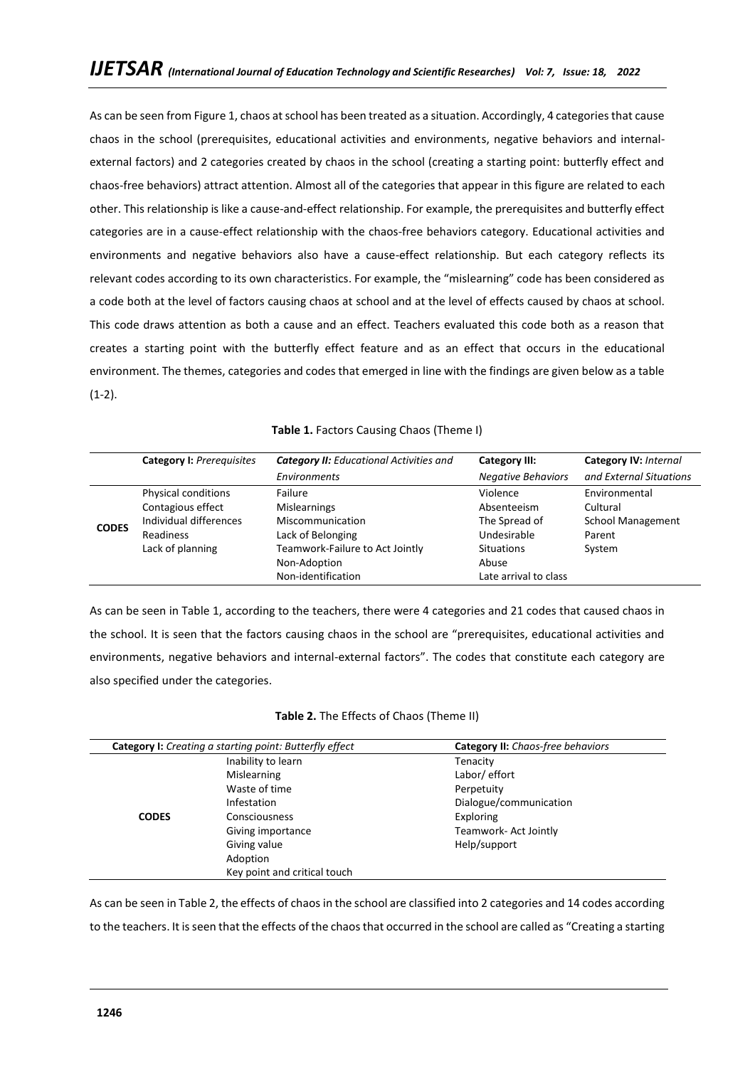As can be seen from Figure 1, chaos at school has been treated as a situation. Accordingly, 4 categories that cause chaos in the school (prerequisites, educational activities and environments, negative behaviors and internal-external factors) and 2 categories created by chaos in the school (creating a starting point: butterfly effect and chaos-free behaviors) attract attention. Almost all of the categories that appear in this figure are related to each other. This relationship is like a cause-and-effect relationship. For example, the prerequisites and butterfly effect categories are in a cause-effect relationship with the chaos-free behaviors category. Educational activities and environments and negative behaviors also have a cause-effect relationship. But each category reflects its relevant codes according to its own characteristics. For example, the "mislearning" code has been considered as a code both at the level of factors causing chaos at school and at the level of effects caused by chaos at school. This code draws attention as both a cause and an effect. Teachers evaluated this code both as a reason that creates a starting point with the butterfly effect feature and as an effect that occurs in the educational environment. The themes, categories and codes that emerged in line with the findings are given below as a table (1-2).

**Table 1.** Factors Causing Chaos (Theme I)

| | **Category I:** *Prerequisites* | **Category II:** *Educational Activities and Environments* | **Category III:** *Negative Behaviors* | **Category IV:** *Internal and External Situations* |
|---|---|---|---|---|
| **CODES** | Physical conditions<br>Contagious effect<br>Individual differences<br>Readiness<br>Lack of planning | Failure<br>Mislearnings<br>Miscommunication<br>Lack of Belonging<br>Teamwork-Failure to Act Jointly<br>Non-Adoption<br>Non-identification | Violence<br>Absenteeism<br>The Spread of Undesirable Situations<br>Abuse<br>Late arrival to class | Environmental<br>Cultural<br>School Management<br>Parent<br>System |

As can be seen in Table 1, according to the teachers, there were 4 categories and 21 codes that caused chaos in the school. It is seen that the factors causing chaos in the school are "prerequisites, educational activities and environments, negative behaviors and internal-external factors". The codes that constitute each category are also specified under the categories.

**Table 2.** The Effects of Chaos (Theme II)

| | **Category I:** *Creating a starting point: Butterfly effect* | **Category II:** *Chaos-free behaviors* |
|---|---|---|
| **CODES** | Inability to learn<br>Mislearning<br>Waste of time<br>Infestation<br>Consciousness<br>Giving importance<br>Giving value<br>Adoption<br>Key point and critical touch | Tenacity<br>Labor/ effort<br>Perpetuity<br>Dialogue/communication<br>Exploring<br>Teamwork- Act Jointly<br>Help/support |

As can be seen in Table 2, the effects of chaos in the school are classified into 2 categories and 14 codes according to the teachers. It is seen that the effects of the chaos that occurred in the school are called as "Creating a starting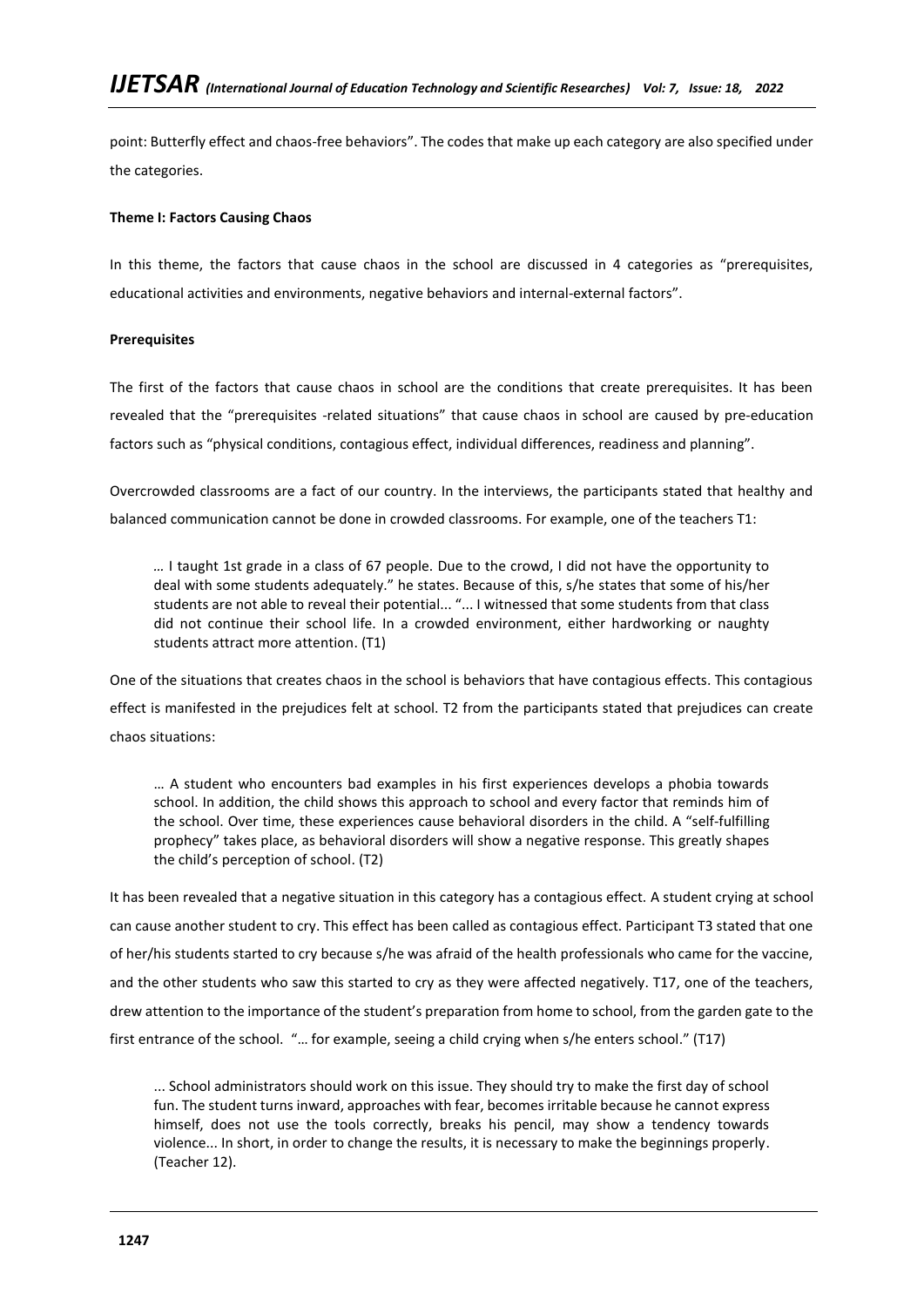point: Butterfly effect and chaos-free behaviors". The codes that make up each category are also specified under the categories.

**Theme I: Factors Causing Chaos**

In this theme, the factors that cause chaos in the school are discussed in 4 categories as "prerequisites, educational activities and environments, negative behaviors and internal-external factors".

**Prerequisites**

The first of the factors that cause chaos in school are the conditions that create prerequisites. It has been revealed that the "prerequisites -related situations" that cause chaos in school are caused by pre-education factors such as "physical conditions, contagious effect, individual differences, readiness and planning".

Overcrowded classrooms are a fact of our country. In the interviews, the participants stated that healthy and balanced communication cannot be done in crowded classrooms. For example, one of the teachers T1:

> … I taught 1st grade in a class of 67 people. Due to the crowd, I did not have the opportunity to deal with some students adequately." he states. Because of this, s/he states that some of his/her students are not able to reveal their potential... "... I witnessed that some students from that class did not continue their school life. In a crowded environment, either hardworking or naughty students attract more attention. (T1)

One of the situations that creates chaos in the school is behaviors that have contagious effects. This contagious effect is manifested in the prejudices felt at school. T2 from the participants stated that prejudices can create chaos situations:

> … A student who encounters bad examples in his first experiences develops a phobia towards school. In addition, the child shows this approach to school and every factor that reminds him of the school. Over time, these experiences cause behavioral disorders in the child. A "self-fulfilling prophecy" takes place, as behavioral disorders will show a negative response. This greatly shapes the child's perception of school. (T2)

It has been revealed that a negative situation in this category has a contagious effect. A student crying at school can cause another student to cry. This effect has been called as contagious effect. Participant T3 stated that one of her/his students started to cry because s/he was afraid of the health professionals who came for the vaccine, and the other students who saw this started to cry as they were affected negatively. T17, one of the teachers, drew attention to the importance of the student's preparation from home to school, from the garden gate to the first entrance of the school. "… for example, seeing a child crying when s/he enters school." (T17)

> ... School administrators should work on this issue. They should try to make the first day of school fun. The student turns inward, approaches with fear, becomes irritable because he cannot express himself, does not use the tools correctly, breaks his pencil, may show a tendency towards violence... In short, in order to change the results, it is necessary to make the beginnings properly. (Teacher 12).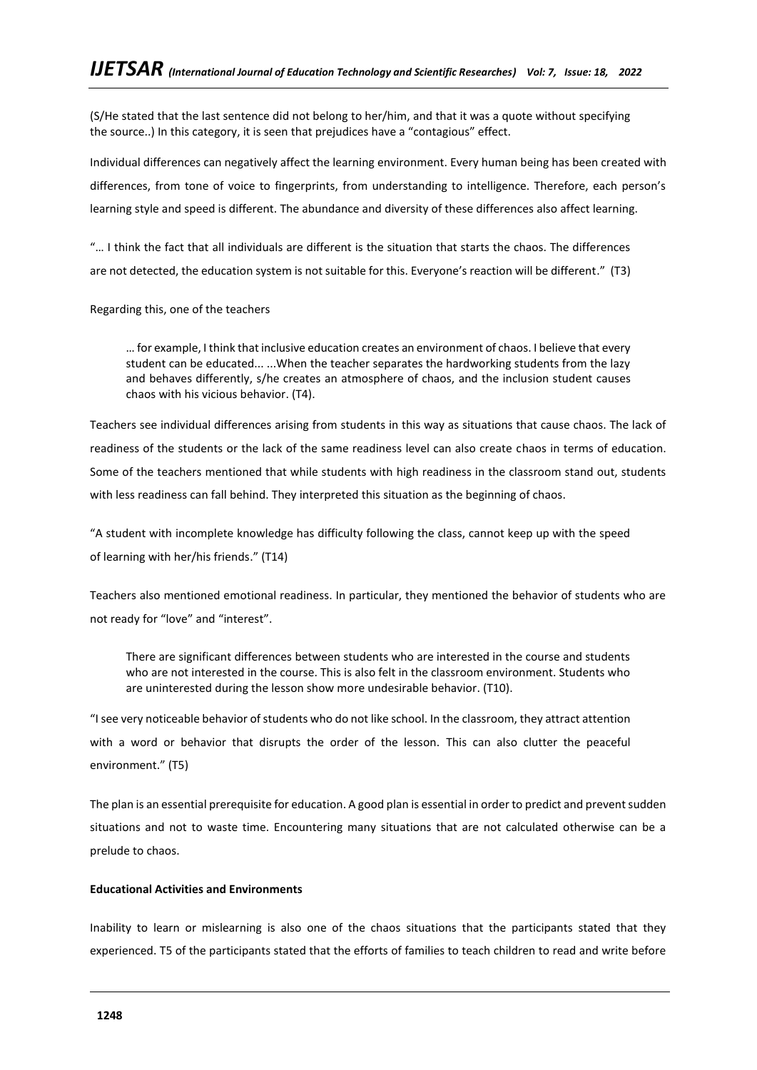(S/He stated that the last sentence did not belong to her/him, and that it was a quote without specifying the source..) In this category, it is seen that prejudices have a "contagious" effect.

Individual differences can negatively affect the learning environment. Every human being has been created with differences, from tone of voice to fingerprints, from understanding to intelligence. Therefore, each person's learning style and speed is different. The abundance and diversity of these differences also affect learning.

"… I think the fact that all individuals are different is the situation that starts the chaos. The differences are not detected, the education system is not suitable for this. Everyone's reaction will be different." (T3)

Regarding this, one of the teachers

> … for example, I think that inclusive education creates an environment of chaos. I believe that every student can be educated... ...When the teacher separates the hardworking students from the lazy and behaves differently, s/he creates an atmosphere of chaos, and the inclusion student causes chaos with his vicious behavior. (T4).

Teachers see individual differences arising from students in this way as situations that cause chaos. The lack of readiness of the students or the lack of the same readiness level can also create chaos in terms of education. Some of the teachers mentioned that while students with high readiness in the classroom stand out, students with less readiness can fall behind. They interpreted this situation as the beginning of chaos.

"A student with incomplete knowledge has difficulty following the class, cannot keep up with the speed of learning with her/his friends." (T14)

Teachers also mentioned emotional readiness. In particular, they mentioned the behavior of students who are not ready for "love" and "interest".

> There are significant differences between students who are interested in the course and students who are not interested in the course. This is also felt in the classroom environment. Students who are uninterested during the lesson show more undesirable behavior. (T10).

"I see very noticeable behavior of students who do not like school. In the classroom, they attract attention with a word or behavior that disrupts the order of the lesson. This can also clutter the peaceful environment." (T5)

The plan is an essential prerequisite for education. A good plan is essential in order to predict and prevent sudden situations and not to waste time. Encountering many situations that are not calculated otherwise can be a prelude to chaos.

**Educational Activities and Environments**

Inability to learn or mislearning is also one of the chaos situations that the participants stated that they experienced. T5 of the participants stated that the efforts of families to teach children to read and write before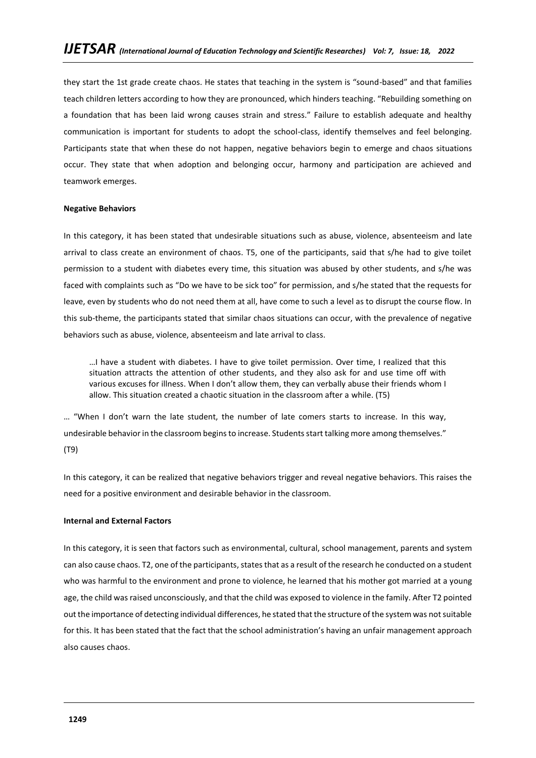they start the 1st grade create chaos. He states that teaching in the system is "sound-based" and that families teach children letters according to how they are pronounced, which hinders teaching. "Rebuilding something on a foundation that has been laid wrong causes strain and stress." Failure to establish adequate and healthy communication is important for students to adopt the school-class, identify themselves and feel belonging. Participants state that when these do not happen, negative behaviors begin to emerge and chaos situations occur. They state that when adoption and belonging occur, harmony and participation are achieved and teamwork emerges.

**Negative Behaviors**

In this category, it has been stated that undesirable situations such as abuse, violence, absenteeism and late arrival to class create an environment of chaos. T5, one of the participants, said that s/he had to give toilet permission to a student with diabetes every time, this situation was abused by other students, and s/he was faced with complaints such as "Do we have to be sick too" for permission, and s/he stated that the requests for leave, even by students who do not need them at all, have come to such a level as to disrupt the course flow. In this sub-theme, the participants stated that similar chaos situations can occur, with the prevalence of negative behaviors such as abuse, violence, absenteeism and late arrival to class.

> …I have a student with diabetes. I have to give toilet permission. Over time, I realized that this situation attracts the attention of other students, and they also ask for and use time off with various excuses for illness. When I don't allow them, they can verbally abuse their friends whom I allow. This situation created a chaotic situation in the classroom after a while. (T5)

… "When I don't warn the late student, the number of late comers starts to increase. In this way, undesirable behavior in the classroom begins to increase. Students start talking more among themselves." (T9)

In this category, it can be realized that negative behaviors trigger and reveal negative behaviors. This raises the need for a positive environment and desirable behavior in the classroom.

**Internal and External Factors**

In this category, it is seen that factors such as environmental, cultural, school management, parents and system can also cause chaos. T2, one of the participants, states that as a result of the research he conducted on a student who was harmful to the environment and prone to violence, he learned that his mother got married at a young age, the child was raised unconsciously, and that the child was exposed to violence in the family. After T2 pointed out the importance of detecting individual differences, he stated that the structure of the system was not suitable for this. It has been stated that the fact that the school administration's having an unfair management approach also causes chaos.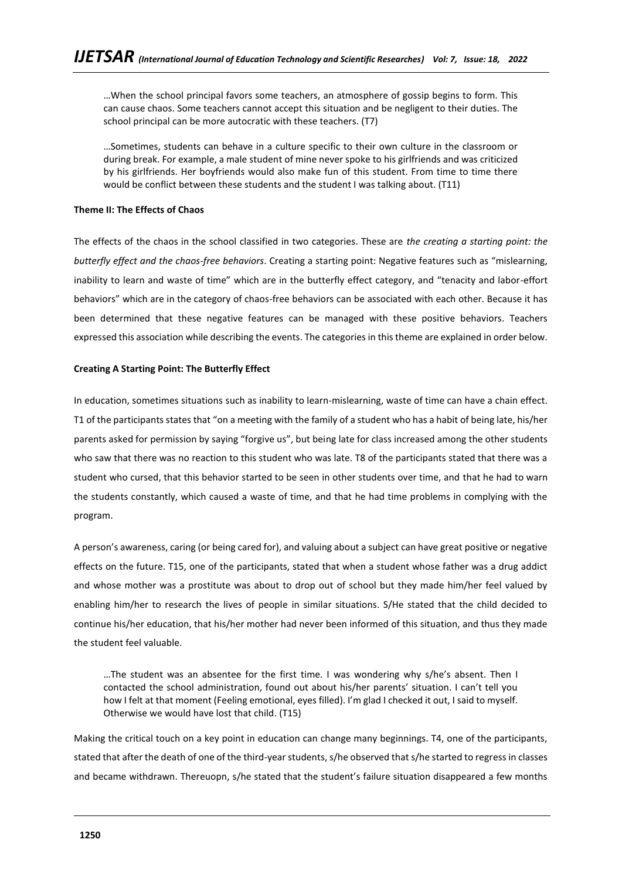> …When the school principal favors some teachers, an atmosphere of gossip begins to form. This can cause chaos. Some teachers cannot accept this situation and be negligent to their duties. The school principal can be more autocratic with these teachers. (T7)

> …Sometimes, students can behave in a culture specific to their own culture in the classroom or during break. For example, a male student of mine never spoke to his girlfriends and was criticized by his girlfriends. Her boyfriends would also make fun of this student. From time to time there would be conflict between these students and the student I was talking about. (T11)

**Theme II: The Effects of Chaos**

The effects of the chaos in the school classified in two categories. These are *the creating a starting point: the butterfly effect and the chaos-free behaviors*. Creating a starting point: Negative features such as "mislearning, inability to learn and waste of time" which are in the butterfly effect category, and "tenacity and labor-effort behaviors" which are in the category of chaos-free behaviors can be associated with each other. Because it has been determined that these negative features can be managed with these positive behaviors. Teachers expressed this association while describing the events. The categories in this theme are explained in order below.

**Creating A Starting Point: The Butterfly Effect**

In education, sometimes situations such as inability to learn-mislearning, waste of time can have a chain effect. T1 of the participants states that "on a meeting with the family of a student who has a habit of being late, his/her parents asked for permission by saying "forgive us", but being late for class increased among the other students who saw that there was no reaction to this student who was late. T8 of the participants stated that there was a student who cursed, that this behavior started to be seen in other students over time, and that he had to warn the students constantly, which caused a waste of time, and that he had time problems in complying with the program.

A person's awareness, caring (or being cared for), and valuing about a subject can have great positive or negative effects on the future. T15, one of the participants, stated that when a student whose father was a drug addict and whose mother was a prostitute was about to drop out of school but they made him/her feel valued by enabling him/her to research the lives of people in similar situations. S/He stated that the child decided to continue his/her education, that his/her mother had never been informed of this situation, and thus they made the student feel valuable.

> …The student was an absentee for the first time. I was wondering why s/he's absent. Then I contacted the school administration, found out about his/her parents' situation. I can't tell you how I felt at that moment (Feeling emotional, eyes filled). I'm glad I checked it out, I said to myself. Otherwise we would have lost that child. (T15)

Making the critical touch on a key point in education can change many beginnings. T4, one of the participants, stated that after the death of one of the third-year students, s/he observed that s/he started to regress in classes and became withdrawn. Thereuopn, s/he stated that the student's failure situation disappeared a few months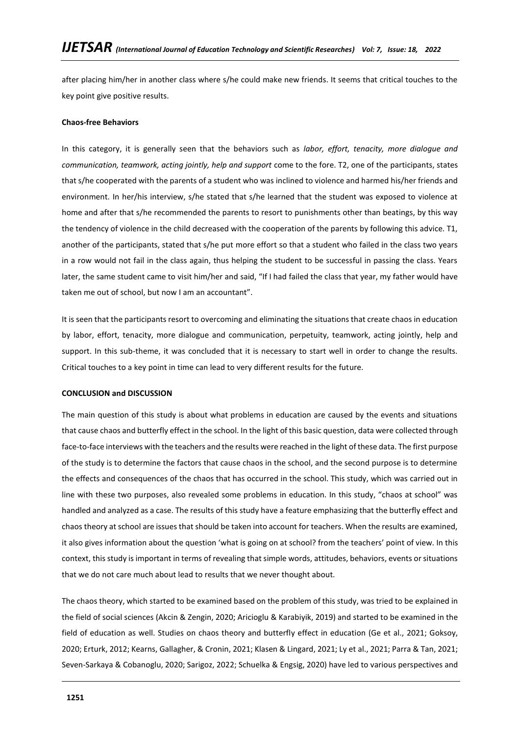after placing him/her in another class where s/he could make new friends. It seems that critical touches to the key point give positive results.

**Chaos-free Behaviors**

In this category, it is generally seen that the behaviors such as *labor, effort, tenacity, more dialogue and communication, teamwork, acting jointly, help and support* come to the fore. T2, one of the participants, states that s/he cooperated with the parents of a student who was inclined to violence and harmed his/her friends and environment. In her/his interview, s/he stated that s/he learned that the student was exposed to violence at home and after that s/he recommended the parents to resort to punishments other than beatings, by this way the tendency of violence in the child decreased with the cooperation of the parents by following this advice. T1, another of the participants, stated that s/he put more effort so that a student who failed in the class two years in a row would not fail in the class again, thus helping the student to be successful in passing the class. Years later, the same student came to visit him/her and said, "If I had failed the class that year, my father would have taken me out of school, but now I am an accountant".

It is seen that the participants resort to overcoming and eliminating the situations that create chaos in education by labor, effort, tenacity, more dialogue and communication, perpetuity, teamwork, acting jointly, help and support. In this sub-theme, it was concluded that it is necessary to start well in order to change the results. Critical touches to a key point in time can lead to very different results for the future.

**CONCLUSION and DISCUSSION**

The main question of this study is about what problems in education are caused by the events and situations that cause chaos and butterfly effect in the school. In the light of this basic question, data were collected through face-to-face interviews with the teachers and the results were reached in the light of these data. The first purpose of the study is to determine the factors that cause chaos in the school, and the second purpose is to determine the effects and consequences of the chaos that has occurred in the school. This study, which was carried out in line with these two purposes, also revealed some problems in education. In this study, "chaos at school" was handled and analyzed as a case. The results of this study have a feature emphasizing that the butterfly effect and chaos theory at school are issues that should be taken into account for teachers. When the results are examined, it also gives information about the question 'what is going on at school? from the teachers' point of view. In this context, this study is important in terms of revealing that simple words, attitudes, behaviors, events or situations that we do not care much about lead to results that we never thought about.

The chaos theory, which started to be examined based on the problem of this study, was tried to be explained in the field of social sciences (Akcin & Zengin, 2020; Aricioglu & Karabiyik, 2019) and started to be examined in the field of education as well. Studies on chaos theory and butterfly effect in education (Ge et al., 2021; Goksoy, 2020; Erturk, 2012; Kearns, Gallagher, & Cronin, 2021; Klasen & Lingard, 2021; Ly et al., 2021; Parra & Tan, 2021; Seven-Sarkaya & Cobanoglu, 2020; Sarigoz, 2022; Schuelka & Engsig, 2020) have led to various perspectives and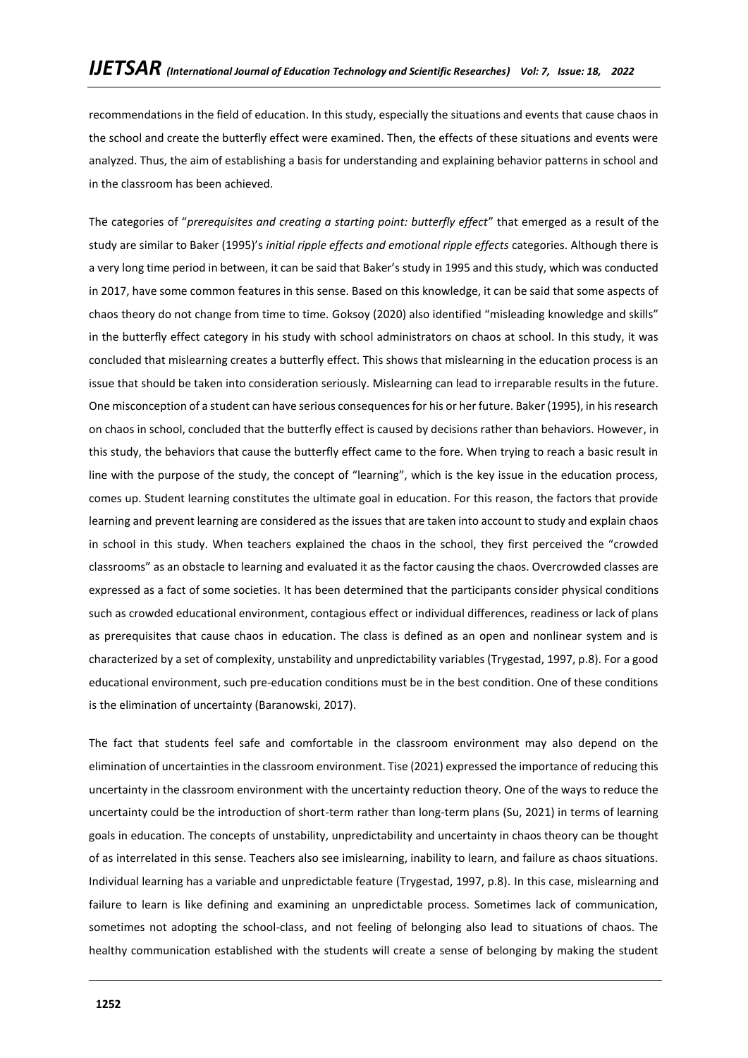recommendations in the field of education. In this study, especially the situations and events that cause chaos in the school and create the butterfly effect were examined. Then, the effects of these situations and events were analyzed. Thus, the aim of establishing a basis for understanding and explaining behavior patterns in school and in the classroom has been achieved.

The categories of "*prerequisites and creating a starting point: butterfly effect*" that emerged as a result of the study are similar to Baker (1995)'s *initial ripple effects and emotional ripple effects* categories. Although there is a very long time period in between, it can be said that Baker's study in 1995 and this study, which was conducted in 2017, have some common features in this sense. Based on this knowledge, it can be said that some aspects of chaos theory do not change from time to time. Goksoy (2020) also identified "misleading knowledge and skills" in the butterfly effect category in his study with school administrators on chaos at school. In this study, it was concluded that mislearning creates a butterfly effect. This shows that mislearning in the education process is an issue that should be taken into consideration seriously. Mislearning can lead to irreparable results in the future. One misconception of a student can have serious consequences for his or her future. Baker (1995), in his research on chaos in school, concluded that the butterfly effect is caused by decisions rather than behaviors. However, in this study, the behaviors that cause the butterfly effect came to the fore. When trying to reach a basic result in line with the purpose of the study, the concept of "learning", which is the key issue in the education process, comes up. Student learning constitutes the ultimate goal in education. For this reason, the factors that provide learning and prevent learning are considered as the issues that are taken into account to study and explain chaos in school in this study. When teachers explained the chaos in the school, they first perceived the "crowded classrooms" as an obstacle to learning and evaluated it as the factor causing the chaos. Overcrowded classes are expressed as a fact of some societies. It has been determined that the participants consider physical conditions such as crowded educational environment, contagious effect or individual differences, readiness or lack of plans as prerequisites that cause chaos in education. The class is defined as an open and nonlinear system and is characterized by a set of complexity, unstability and unpredictability variables (Trygestad, 1997, p.8). For a good educational environment, such pre-education conditions must be in the best condition. One of these conditions is the elimination of uncertainty (Baranowski, 2017).

The fact that students feel safe and comfortable in the classroom environment may also depend on the elimination of uncertainties in the classroom environment. Tise (2021) expressed the importance of reducing this uncertainty in the classroom environment with the uncertainty reduction theory. One of the ways to reduce the uncertainty could be the introduction of short-term rather than long-term plans (Su, 2021) in terms of learning goals in education. The concepts of unstability, unpredictability and uncertainty in chaos theory can be thought of as interrelated in this sense. Teachers also see imislearning, inability to learn, and failure as chaos situations. Individual learning has a variable and unpredictable feature (Trygestad, 1997, p.8). In this case, mislearning and failure to learn is like defining and examining an unpredictable process. Sometimes lack of communication, sometimes not adopting the school-class, and not feeling of belonging also lead to situations of chaos. The healthy communication established with the students will create a sense of belonging by making the student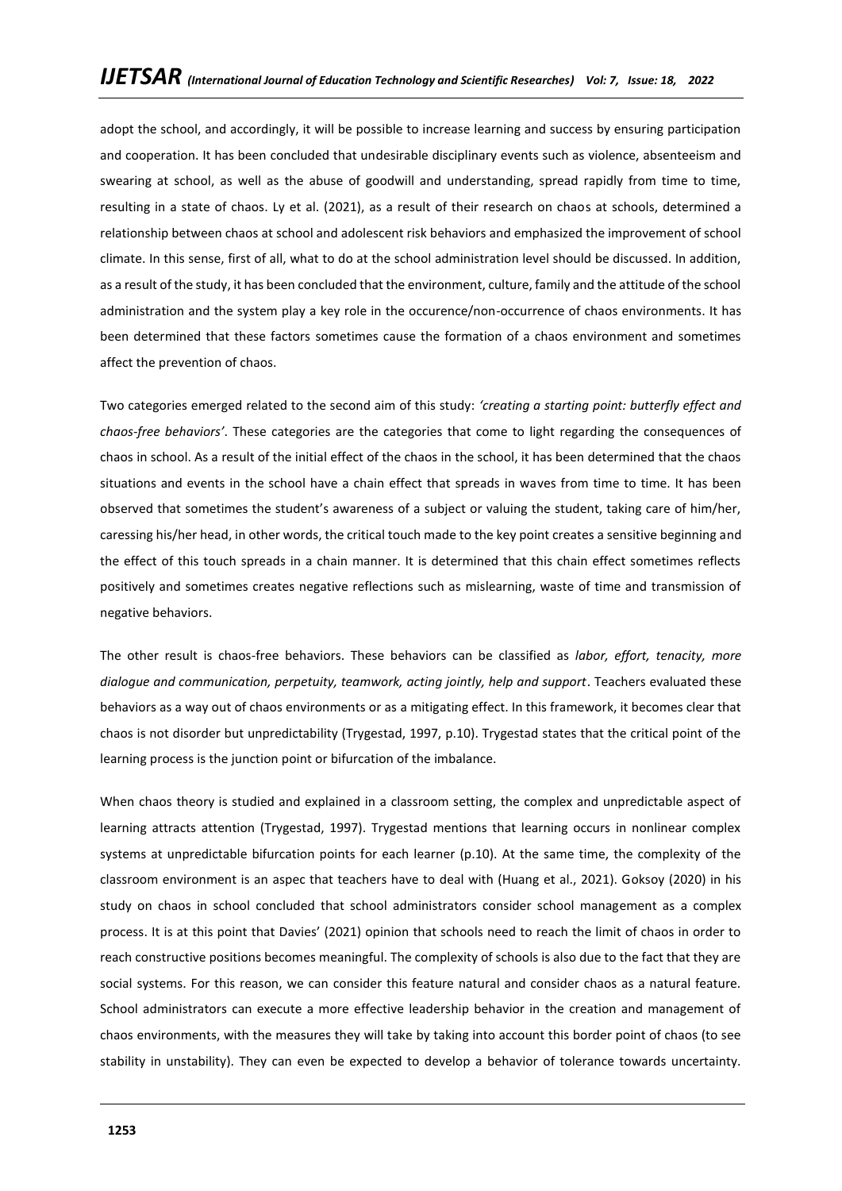adopt the school, and accordingly, it will be possible to increase learning and success by ensuring participation and cooperation. It has been concluded that undesirable disciplinary events such as violence, absenteeism and swearing at school, as well as the abuse of goodwill and understanding, spread rapidly from time to time, resulting in a state of chaos. Ly et al. (2021), as a result of their research on chaos at schools, determined a relationship between chaos at school and adolescent risk behaviors and emphasized the improvement of school climate. In this sense, first of all, what to do at the school administration level should be discussed. In addition, as a result of the study, it has been concluded that the environment, culture, family and the attitude of the school administration and the system play a key role in the occurence/non-occurrence of chaos environments. It has been determined that these factors sometimes cause the formation of a chaos environment and sometimes affect the prevention of chaos.

Two categories emerged related to the second aim of this study: *'creating a starting point: butterfly effect and chaos-free behaviors'*. These categories are the categories that come to light regarding the consequences of chaos in school. As a result of the initial effect of the chaos in the school, it has been determined that the chaos situations and events in the school have a chain effect that spreads in waves from time to time. It has been observed that sometimes the student's awareness of a subject or valuing the student, taking care of him/her, caressing his/her head, in other words, the critical touch made to the key point creates a sensitive beginning and the effect of this touch spreads in a chain manner. It is determined that this chain effect sometimes reflects positively and sometimes creates negative reflections such as mislearning, waste of time and transmission of negative behaviors.

The other result is chaos-free behaviors. These behaviors can be classified as *labor, effort, tenacity, more dialogue and communication, perpetuity, teamwork, acting jointly, help and support*. Teachers evaluated these behaviors as a way out of chaos environments or as a mitigating effect. In this framework, it becomes clear that chaos is not disorder but unpredictability (Trygestad, 1997, p.10). Trygestad states that the critical point of the learning process is the junction point or bifurcation of the imbalance.

When chaos theory is studied and explained in a classroom setting, the complex and unpredictable aspect of learning attracts attention (Trygestad, 1997). Trygestad mentions that learning occurs in nonlinear complex systems at unpredictable bifurcation points for each learner (p.10). At the same time, the complexity of the classroom environment is an aspec that teachers have to deal with (Huang et al., 2021). Goksoy (2020) in his study on chaos in school concluded that school administrators consider school management as a complex process. It is at this point that Davies' (2021) opinion that schools need to reach the limit of chaos in order to reach constructive positions becomes meaningful. The complexity of schools is also due to the fact that they are social systems. For this reason, we can consider this feature natural and consider chaos as a natural feature. School administrators can execute a more effective leadership behavior in the creation and management of chaos environments, with the measures they will take by taking into account this border point of chaos (to see stability in unstability). They can even be expected to develop a behavior of tolerance towards uncertainty.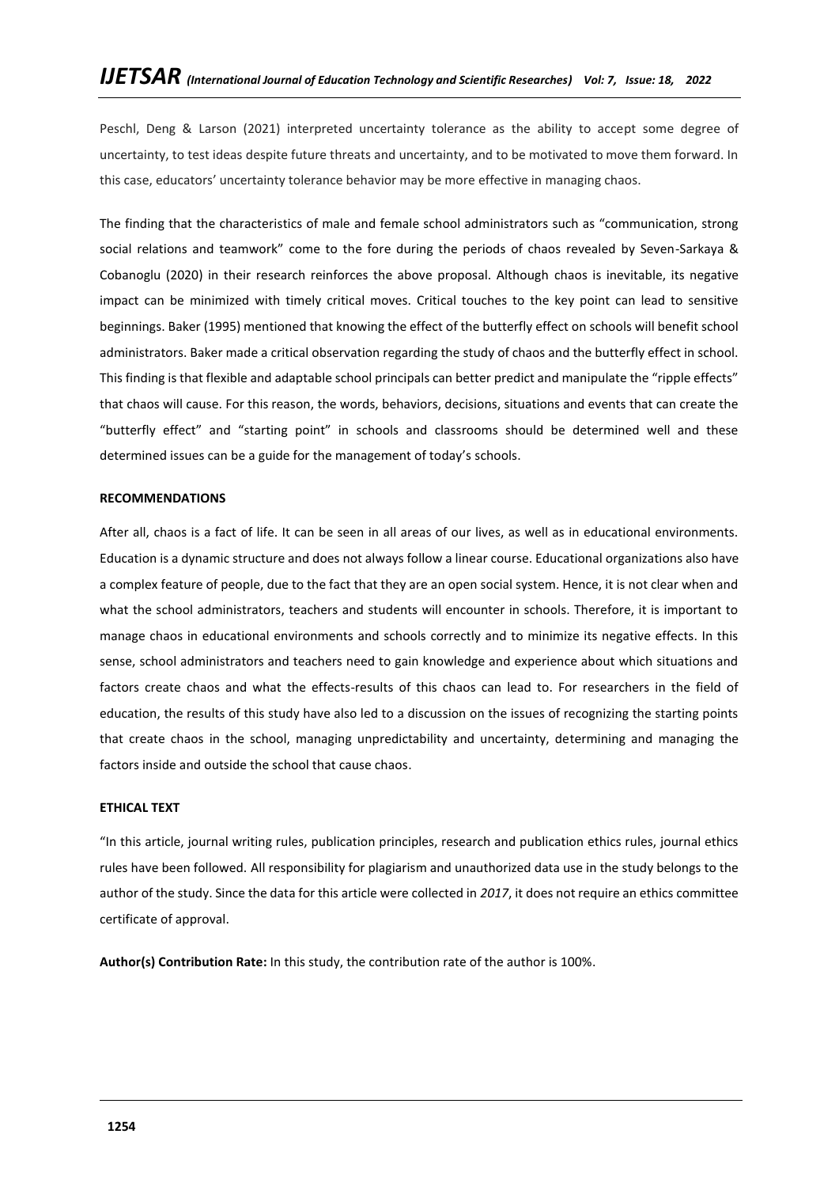Peschl, Deng & Larson (2021) interpreted uncertainty tolerance as the ability to accept some degree of uncertainty, to test ideas despite future threats and uncertainty, and to be motivated to move them forward. In this case, educators' uncertainty tolerance behavior may be more effective in managing chaos.

The finding that the characteristics of male and female school administrators such as "communication, strong social relations and teamwork" come to the fore during the periods of chaos revealed by Seven-Sarkaya & Cobanoglu (2020) in their research reinforces the above proposal. Although chaos is inevitable, its negative impact can be minimized with timely critical moves. Critical touches to the key point can lead to sensitive beginnings. Baker (1995) mentioned that knowing the effect of the butterfly effect on schools will benefit school administrators. Baker made a critical observation regarding the study of chaos and the butterfly effect in school. This finding is that flexible and adaptable school principals can better predict and manipulate the "ripple effects" that chaos will cause. For this reason, the words, behaviors, decisions, situations and events that can create the "butterfly effect" and "starting point" in schools and classrooms should be determined well and these determined issues can be a guide for the management of today's schools.

**RECOMMENDATIONS**

After all, chaos is a fact of life. It can be seen in all areas of our lives, as well as in educational environments. Education is a dynamic structure and does not always follow a linear course. Educational organizations also have a complex feature of people, due to the fact that they are an open social system. Hence, it is not clear when and what the school administrators, teachers and students will encounter in schools. Therefore, it is important to manage chaos in educational environments and schools correctly and to minimize its negative effects. In this sense, school administrators and teachers need to gain knowledge and experience about which situations and factors create chaos and what the effects-results of this chaos can lead to. For researchers in the field of education, the results of this study have also led to a discussion on the issues of recognizing the starting points that create chaos in the school, managing unpredictability and uncertainty, determining and managing the factors inside and outside the school that cause chaos.

**ETHICAL TEXT**

"In this article, journal writing rules, publication principles, research and publication ethics rules, journal ethics rules have been followed. All responsibility for plagiarism and unauthorized data use in the study belongs to the author of the study. Since the data for this article were collected in *2017*, it does not require an ethics committee certificate of approval.

**Author(s) Contribution Rate:** In this study, the contribution rate of the author is 100%.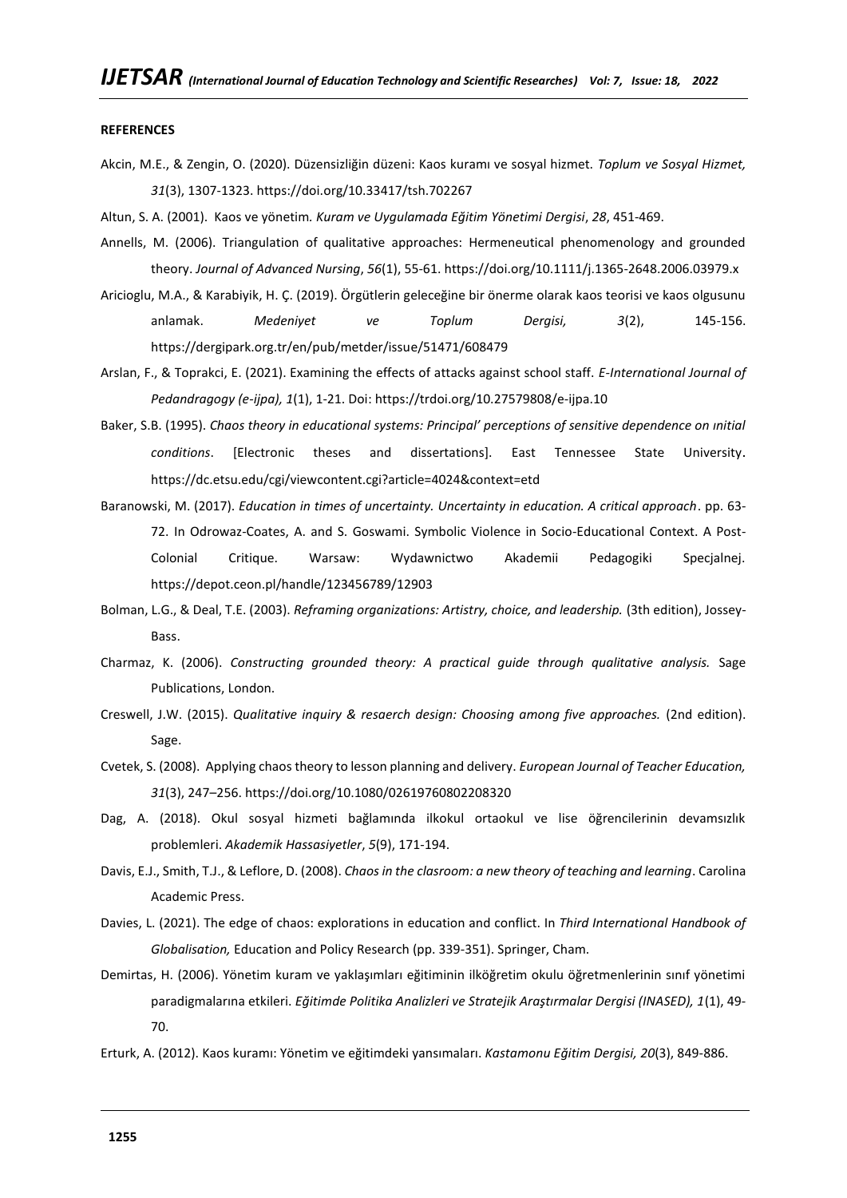**REFERENCES**

Akcin, M.E., & Zengin, O. (2020). Düzensizliğin düzeni: Kaos kuramı ve sosyal hizmet. *Toplum ve Sosyal Hizmet, 31*(3), 1307-1323. https://doi.org/10.33417/tsh.702267

Altun, S. A. (2001). Kaos ve yönetim. *Kuram ve Uygulamada Eğitim Yönetimi Dergisi*, *28*, 451-469.

Annells, M. (2006). Triangulation of qualitative approaches: Hermeneutical phenomenology and grounded theory. *Journal of Advanced Nursing*, *56*(1), 55-61. https://doi.org/10.1111/j.1365-2648.2006.03979.x

Aricioglu, M.A., & Karabiyik, H. Ç. (2019). Örgütlerin geleceğine bir önerme olarak kaos teorisi ve kaos olgusunu anlamak. *Medeniyet ve Toplum Dergisi, 3*(2), 145-156. https://dergipark.org.tr/en/pub/metder/issue/51471/608479

Arslan, F., & Toprakci, E. (2021). Examining the effects of attacks against school staff. *E-International Journal of Pedandragogy (e-ijpa), 1*(1), 1-21. Doi: https://trdoi.org/10.27579808/e-ijpa.10

Baker, S.B. (1995). *Chaos theory in educational systems: Principal' perceptions of sensitive dependence on ınitial conditions*. [Electronic theses and dissertations]. East Tennessee State University. https://dc.etsu.edu/cgi/viewcontent.cgi?article=4024&context=etd

Baranowski, M. (2017). *Education in times of uncertainty. Uncertainty in education. A critical approach*. pp. 63-72. In Odrowaz-Coates, A. and S. Goswami. Symbolic Violence in Socio-Educational Context. A Post-Colonial Critique. Warsaw: Wydawnictwo Akademii Pedagogiki Specjalnej. https://depot.ceon.pl/handle/123456789/12903

Bolman, L.G., & Deal, T.E. (2003). *Reframing organizations: Artistry, choice, and leadership.* (3th edition), Jossey-Bass.

Charmaz, K. (2006). *Constructing grounded theory: A practical guide through qualitative analysis.* Sage Publications, London.

Creswell, J.W. (2015). *Qualitative inquiry & resaerch design: Choosing among five approaches.* (2nd edition). Sage.

Cvetek, S. (2008). Applying chaos theory to lesson planning and delivery. *European Journal of Teacher Education, 31*(3), 247–256. https://doi.org/10.1080/02619760802208320

Dag, A. (2018). Okul sosyal hizmeti bağlamında ilkokul ortaokul ve lise öğrencilerinin devamsızlık problemleri. *Akademik Hassasiyetler*, *5*(9), 171-194.

Davis, E.J., Smith, T.J., & Leflore, D. (2008). *Chaos in the clasroom: a new theory of teaching and learning*. Carolina Academic Press.

Davies, L. (2021). The edge of chaos: explorations in education and conflict. In *Third International Handbook of Globalisation,* Education and Policy Research (pp. 339-351). Springer, Cham.

Demirtas, H. (2006). Yönetim kuram ve yaklaşımları eğitiminin ilköğretim okulu öğretmenlerinin sınıf yönetimi paradigmalarına etkileri. *Eğitimde Politika Analizleri ve Stratejik Araştırmalar Dergisi (INASED), 1*(1), 49-70.

Erturk, A. (2012). Kaos kuramı: Yönetim ve eğitimdeki yansımaları. *Kastamonu Eğitim Dergisi, 20*(3), 849-886.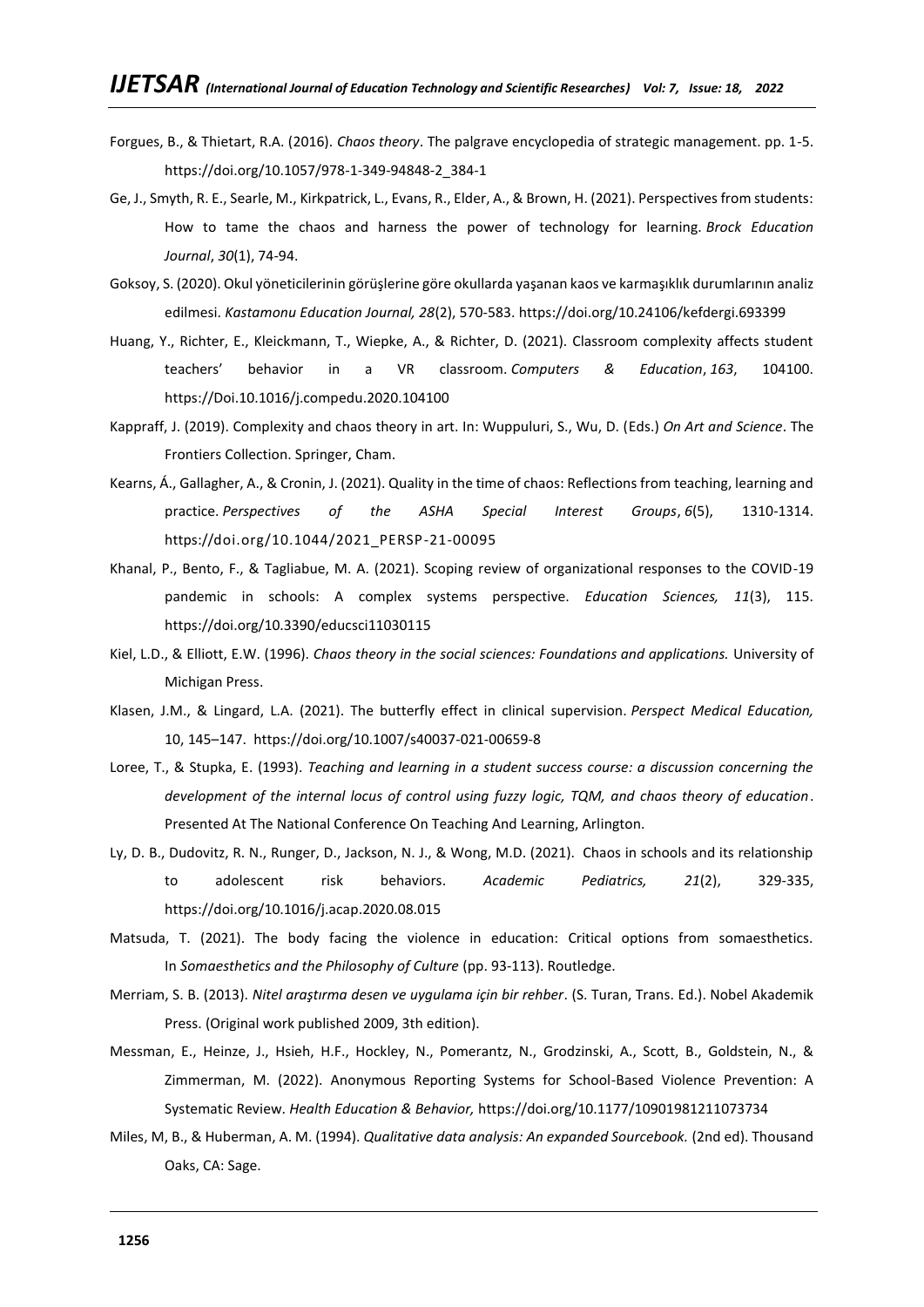Forgues, B., & Thietart, R.A. (2016). *Chaos theory*. The palgrave encyclopedia of strategic management. pp. 1-5. https://doi.org/10.1057/978-1-349-94848-2_384-1

Ge, J., Smyth, R. E., Searle, M., Kirkpatrick, L., Evans, R., Elder, A., & Brown, H. (2021). Perspectives from students: How to tame the chaos and harness the power of technology for learning. *Brock Education Journal*, *30*(1), 74-94.

Goksoy, S. (2020). Okul yöneticilerinin görüşlerine göre okullarda yaşanan kaos ve karmaşıklık durumlarının analiz edilmesi. *Kastamonu Education Journal, 28*(2), 570-583. https://doi.org/10.24106/kefdergi.693399

Huang, Y., Richter, E., Kleickmann, T., Wiepke, A., & Richter, D. (2021). Classroom complexity affects student teachers' behavior in a VR classroom. *Computers & Education*, *163*, 104100. https://Doi.10.1016/j.compedu.2020.104100

Kappraff, J. (2019). Complexity and chaos theory in art. In: Wuppuluri, S., Wu, D. (Eds.) *On Art and Science*. The Frontiers Collection. Springer, Cham.

Kearns, Á., Gallagher, A., & Cronin, J. (2021). Quality in the time of chaos: Reflections from teaching, learning and practice. *Perspectives of the ASHA Special Interest Groups*, *6*(5), 1310-1314. https://doi.org/10.1044/2021_PERSP-21-00095

Khanal, P., Bento, F., & Tagliabue, M. A. (2021). Scoping review of organizational responses to the COVID-19 pandemic in schools: A complex systems perspective. *Education Sciences, 11*(3), 115. https://doi.org/10.3390/educsci11030115

Kiel, L.D., & Elliott, E.W. (1996). *Chaos theory in the social sciences: Foundations and applications.* University of Michigan Press.

Klasen, J.M., & Lingard, L.A. (2021). The butterfly effect in clinical supervision. *Perspect Medical Education,* 10, 145–147. https://doi.org/10.1007/s40037-021-00659-8

Loree, T., & Stupka, E. (1993). *Teaching and learning in a student success course: a discussion concerning the development of the internal locus of control using fuzzy logic, TQM, and chaos theory of education*. Presented At The National Conference On Teaching And Learning, Arlington.

Ly, D. B., Dudovitz, R. N., Runger, D., Jackson, N. J., & Wong, M.D. (2021). Chaos in schools and its relationship to adolescent risk behaviors. *Academic Pediatrics, 21*(2), 329-335, https://doi.org/10.1016/j.acap.2020.08.015

Matsuda, T. (2021). The body facing the violence in education: Critical options from somaesthetics. In *Somaesthetics and the Philosophy of Culture* (pp. 93-113). Routledge.

Merriam, S. B. (2013). *Nitel araştırma desen ve uygulama için bir rehber*. (S. Turan, Trans. Ed.). Nobel Akademik Press. (Original work published 2009, 3th edition).

Messman, E., Heinze, J., Hsieh, H.F., Hockley, N., Pomerantz, N., Grodzinski, A., Scott, B., Goldstein, N., & Zimmerman, M. (2022). Anonymous Reporting Systems for School-Based Violence Prevention: A Systematic Review. *Health Education & Behavior,* https://doi.org/10.1177/10901981211073734

Miles, M, B., & Huberman, A. M. (1994). *Qualitative data analysis: An expanded Sourcebook.* (2nd ed). Thousand Oaks, CA: Sage.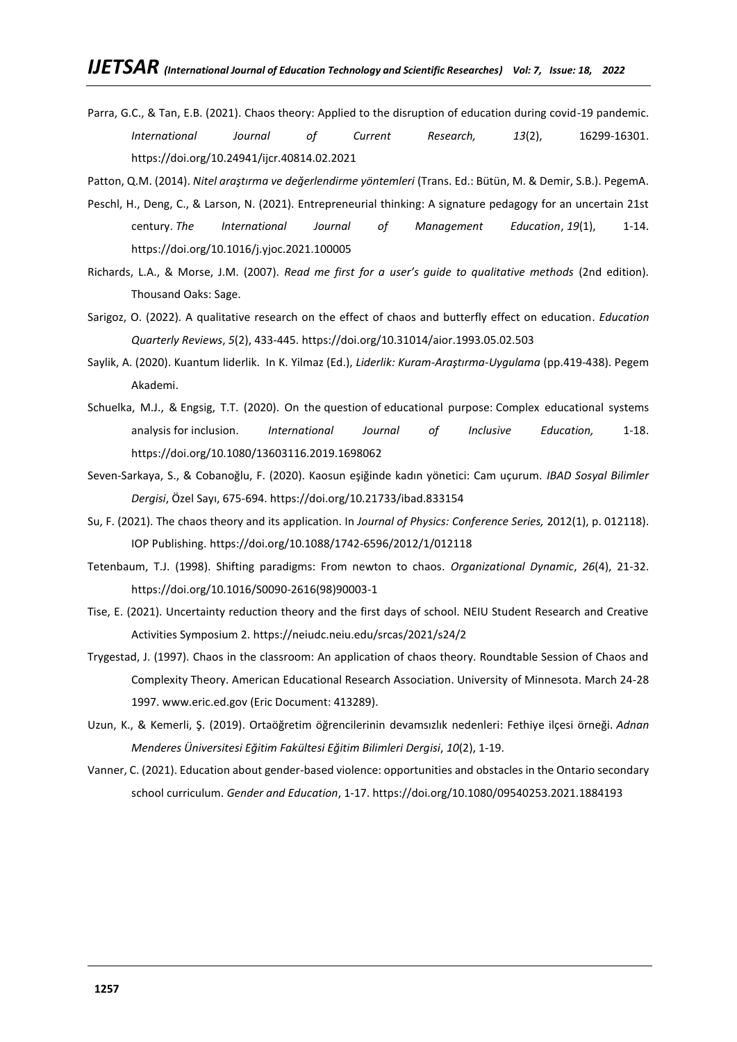Parra, G.C., & Tan, E.B. (2021). Chaos theory: Applied to the disruption of education during covid-19 pandemic. *International Journal of Current Research, 13*(2), 16299-16301. https://doi.org/10.24941/ijcr.40814.02.2021

Patton, Q.M. (2014). *Nitel araştırma ve değerlendirme yöntemleri* (Trans. Ed.: Bütün, M. & Demir, S.B.). PegemA.

Peschl, H., Deng, C., & Larson, N. (2021). Entrepreneurial thinking: A signature pedagogy for an uncertain 21st century. *The International Journal of Management Education*, *19*(1), 1-14. https://doi.org/10.1016/j.yjoc.2021.100005

Richards, L.A., & Morse, J.M. (2007). *Read me first for a user's guide to qualitative methods* (2nd edition). Thousand Oaks: Sage.

Sarigoz, O. (2022). A qualitative research on the effect of chaos and butterfly effect on education. *Education Quarterly Reviews*, *5*(2), 433-445. https://doi.org/10.31014/aior.1993.05.02.503

Saylik, A. (2020). Kuantum liderlik. In K. Yilmaz (Ed.), *Liderlik: Kuram-Araştırma-Uygulama* (pp.419-438). Pegem Akademi.

Schuelka, M.J., & Engsig, T.T. (2020). On the question of educational purpose: Complex educational systems analysis for inclusion. *International Journal of Inclusive Education,* 1-18. https://doi.org/10.1080/13603116.2019.1698062

Seven-Sarkaya, S., & Cobanoğlu, F. (2020). Kaosun eşiğinde kadın yönetici: Cam uçurum. *IBAD Sosyal Bilimler Dergisi*, Özel Sayı, 675-694. https://doi.org/10.21733/ibad.833154

Su, F. (2021). The chaos theory and its application. In *Journal of Physics: Conference Series,* 2012(1), p. 012118). IOP Publishing. https://doi.org/10.1088/1742-6596/2012/1/012118

Tetenbaum, T.J. (1998). Shifting paradigms: From newton to chaos. *Organizational Dynamic*, *26*(4), 21-32. https://doi.org/10.1016/S0090-2616(98)90003-1

Tise, E. (2021). Uncertainty reduction theory and the first days of school. NEIU Student Research and Creative Activities Symposium 2. https://neiudc.neiu.edu/srcas/2021/s24/2

Trygestad, J. (1997). Chaos in the classroom: An application of chaos theory. Roundtable Session of Chaos and Complexity Theory. American Educational Research Association. University of Minnesota. March 24-28 1997. www.eric.ed.gov (Eric Document: 413289).

Uzun, K., & Kemerli, Ş. (2019). Ortaöğretim öğrencilerinin devamsızlık nedenleri: Fethiye ilçesi örneği. *Adnan Menderes Üniversitesi Eğitim Fakültesi Eğitim Bilimleri Dergisi*, *10*(2), 1-19.

Vanner, C. (2021). Education about gender-based violence: opportunities and obstacles in the Ontario secondary school curriculum. *Gender and Education*, 1-17. https://doi.org/10.1080/09540253.2021.1884193